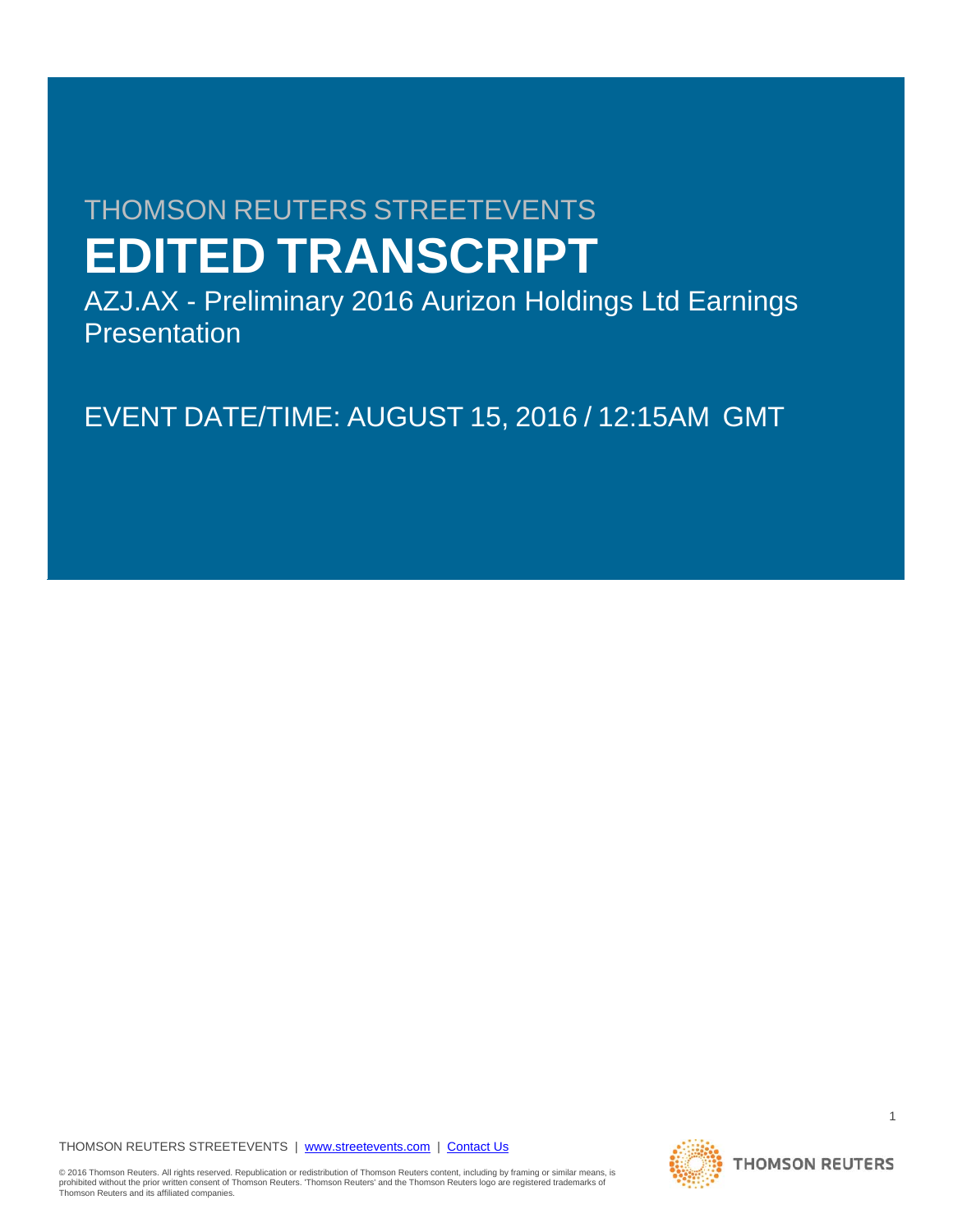THOMSON REUTERS STREETEVENTS

# EDITED TRANSCRIPT

AZJ.AX - Preliminary 2016 Aurizon Holdings Ltd Earnings Presentation

EVENT DATE/TIME: AUGUST 15, 2016 / 12:15AM GMT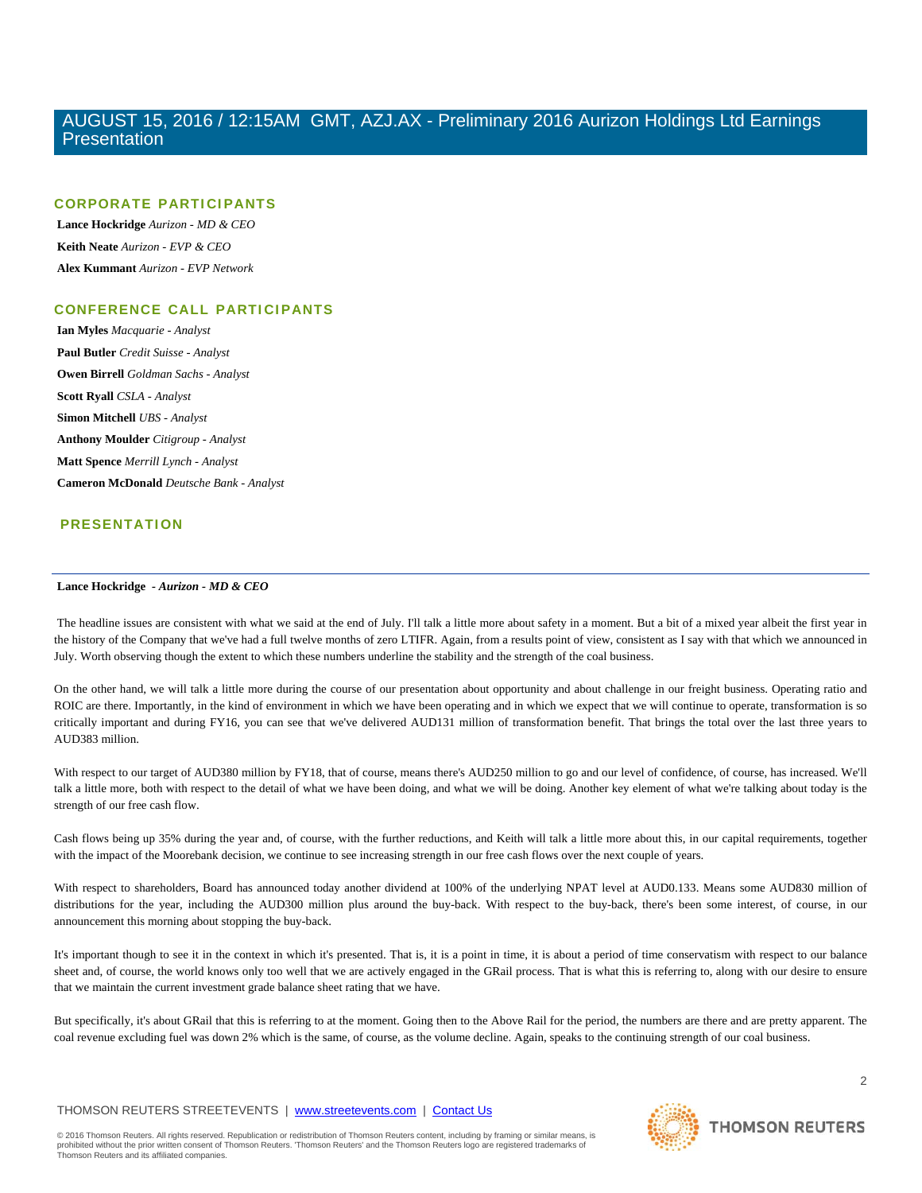## CORPORATE PARTICIPANTS

**Lance Hockridge** *Aurizon - MD & CEO*

**Keith Neate** *Aurizon - EVP & CEO*

**Alex Kummant** *Aurizon - EVP Network*

## CONFERENCE CALL PARTICIPANTS

**Ian Myles** *Macquarie - Analyst*

**Paul Butler** *Credit Suisse - Analyst*

**Owen Birrell** *Goldman Sachs - Analyst*

**Scott Ryall** *CSLA - Analyst*

**Simon Mitchell** *UBS - Analyst*

**Anthony Moulder** *Citigroup - Analyst*

**Matt Spence** *Merrill Lynch - Analyst*

**Cameron McDonald** *Deutsche Bank - Analyst*

## PRESENTATION

---

**Lance Hockridge** - ***Aurizon - MD & CEO***

The headline issues are consistent with what we said at the end of July. I'll talk a little more about safety in a moment. But a bit of a mixed year albeit the first year in the history of the Company that we've had a full twelve months of zero LTIFR. Again, from a results point of view, consistent as I say with that which we announced in July. Worth observing though the extent to which these numbers underline the stability and the strength of the coal business.

On the other hand, we will talk a little more during the course of our presentation about opportunity and about challenge in our freight business. Operating ratio and ROIC are there. Importantly, in the kind of environment in which we have been operating and in which we expect that we will continue to operate, transformation is so critically important and during FY16, you can see that we've delivered AUD131 million of transformation benefit. That brings the total over the last three years to AUD383 million.

With respect to our target of AUD380 million by FY18, that of course, means there's AUD250 million to go and our level of confidence, of course, has increased. We'll talk a little more, both with respect to the detail of what we have been doing, and what we will be doing. Another key element of what we're talking about today is the strength of our free cash flow.

Cash flows being up 35% during the year and, of course, with the further reductions, and Keith will talk a little more about this, in our capital requirements, together with the impact of the Moorebank decision, we continue to see increasing strength in our free cash flows over the next couple of years.

With respect to shareholders, Board has announced today another dividend at 100% of the underlying NPAT level at AUD0.133. Means some AUD830 million of distributions for the year, including the AUD300 million plus around the buy-back. With respect to the buy-back, there's been some interest, of course, in our announcement this morning about stopping the buy-back.

It's important though to see it in the context in which it's presented. That is, it is a point in time, it is about a period of time conservatism with respect to our balance sheet and, of course, the world knows only too well that we are actively engaged in the GRail process. That is what this is referring to, along with our desire to ensure that we maintain the current investment grade balance sheet rating that we have.

But specifically, it's about GRail that this is referring to at the moment. Going then to the Above Rail for the period, the numbers are there and are pretty apparent. The coal revenue excluding fuel was down 2% which is the same, of course, as the volume decline. Again, speaks to the continuing strength of our coal business.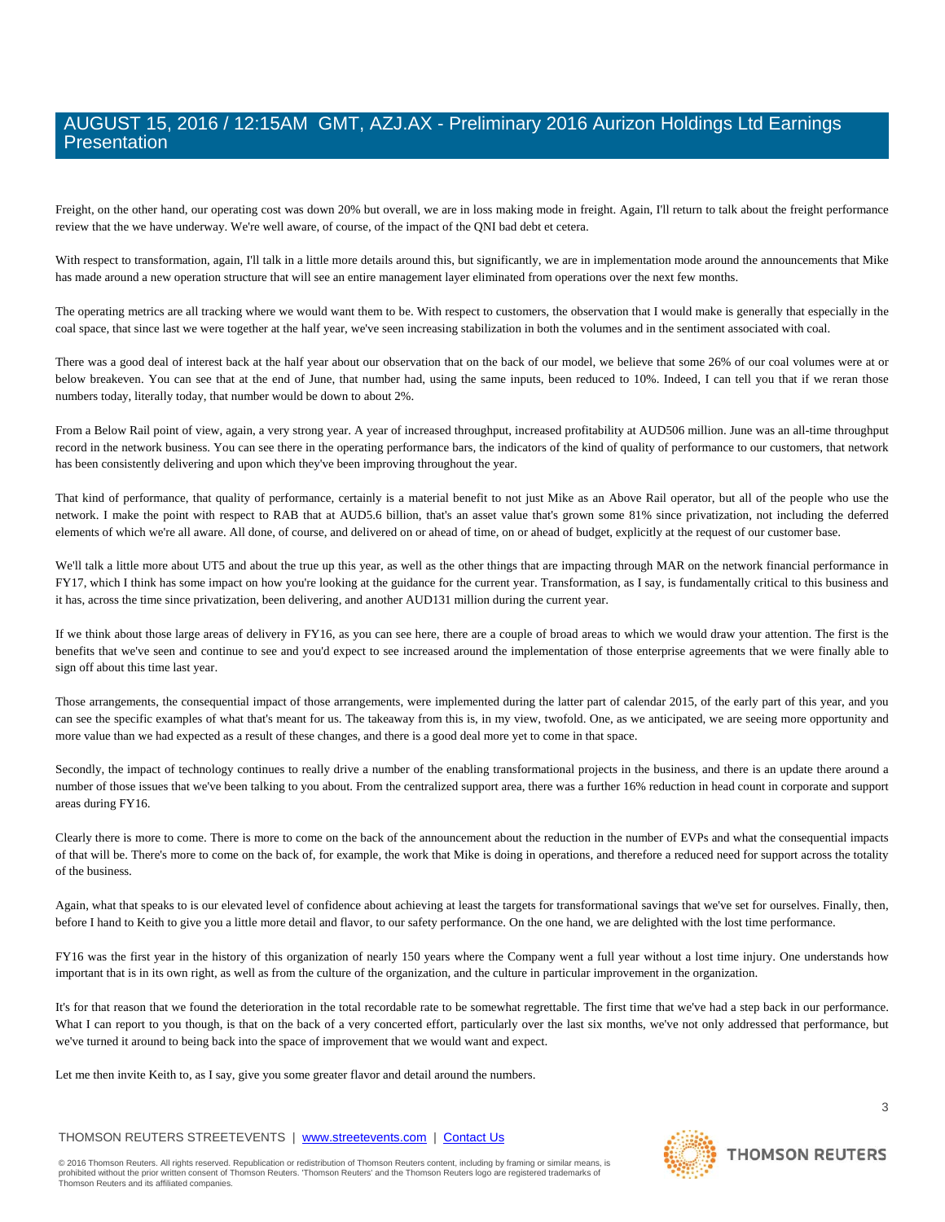Freight, on the other hand, our operating cost was down 20% but overall, we are in loss making mode in freight. Again, I'll return to talk about the freight performance review that the we have underway. We're well aware, of course, of the impact of the QNI bad debt et cetera.

With respect to transformation, again, I'll talk in a little more details around this, but significantly, we are in implementation mode around the announcements that Mike has made around a new operation structure that will see an entire management layer eliminated from operations over the next few months.

The operating metrics are all tracking where we would want them to be. With respect to customers, the observation that I would make is generally that especially in the coal space, that since last we were together at the half year, we've seen increasing stabilization in both the volumes and in the sentiment associated with coal.

There was a good deal of interest back at the half year about our observation that on the back of our model, we believe that some 26% of our coal volumes were at or below breakeven. You can see that at the end of June, that number had, using the same inputs, been reduced to 10%. Indeed, I can tell you that if we reran those numbers today, literally today, that number would be down to about 2%.

From a Below Rail point of view, again, a very strong year. A year of increased throughput, increased profitability at AUD506 million. June was an all-time throughput record in the network business. You can see there in the operating performance bars, the indicators of the kind of quality of performance to our customers, that network has been consistently delivering and upon which they've been improving throughout the year.

That kind of performance, that quality of performance, certainly is a material benefit to not just Mike as an Above Rail operator, but all of the people who use the network. I make the point with respect to RAB that at AUD5.6 billion, that's an asset value that's grown some 81% since privatization, not including the deferred elements of which we're all aware. All done, of course, and delivered on or ahead of time, on or ahead of budget, explicitly at the request of our customer base.

We'll talk a little more about UT5 and about the true up this year, as well as the other things that are impacting through MAR on the network financial performance in FY17, which I think has some impact on how you're looking at the guidance for the current year. Transformation, as I say, is fundamentally critical to this business and it has, across the time since privatization, been delivering, and another AUD131 million during the current year.

If we think about those large areas of delivery in FY16, as you can see here, there are a couple of broad areas to which we would draw your attention. The first is the benefits that we've seen and continue to see and you'd expect to see increased around the implementation of those enterprise agreements that we were finally able to sign off about this time last year.

Those arrangements, the consequential impact of those arrangements, were implemented during the latter part of calendar 2015, of the early part of this year, and you can see the specific examples of what that's meant for us. The takeaway from this is, in my view, twofold. One, as we anticipated, we are seeing more opportunity and more value than we had expected as a result of these changes, and there is a good deal more yet to come in that space.

Secondly, the impact of technology continues to really drive a number of the enabling transformational projects in the business, and there is an update there around a number of those issues that we've been talking to you about. From the centralized support area, there was a further 16% reduction in head count in corporate and support areas during FY16.

Clearly there is more to come. There is more to come on the back of the announcement about the reduction in the number of EVPs and what the consequential impacts of that will be. There's more to come on the back of, for example, the work that Mike is doing in operations, and therefore a reduced need for support across the totality of the business.

Again, what that speaks to is our elevated level of confidence about achieving at least the targets for transformational savings that we've set for ourselves. Finally, then, before I hand to Keith to give you a little more detail and flavor, to our safety performance. On the one hand, we are delighted with the lost time performance.

FY16 was the first year in the history of this organization of nearly 150 years where the Company went a full year without a lost time injury. One understands how important that is in its own right, as well as from the culture of the organization, and the culture in particular improvement in the organization.

It's for that reason that we found the deterioration in the total recordable rate to be somewhat regrettable. The first time that we've had a step back in our performance. What I can report to you though, is that on the back of a very concerted effort, particularly over the last six months, we've not only addressed that performance, but we've turned it around to being back into the space of improvement that we would want and expect.

Let me then invite Keith to, as I say, give you some greater flavor and detail around the numbers.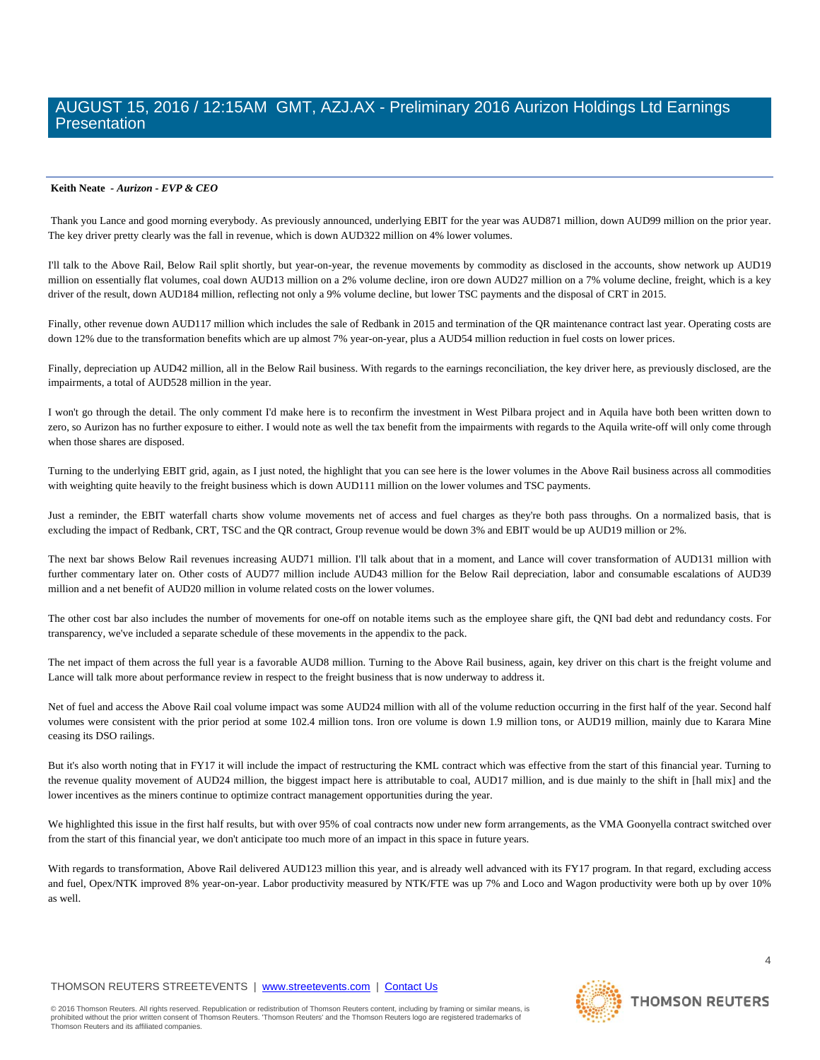**Keith Neate** *- Aurizon - EVP & CEO*

Thank you Lance and good morning everybody. As previously announced, underlying EBIT for the year was AUD871 million, down AUD99 million on the prior year. The key driver pretty clearly was the fall in revenue, which is down AUD322 million on 4% lower volumes.

I'll talk to the Above Rail, Below Rail split shortly, but year-on-year, the revenue movements by commodity as disclosed in the accounts, show network up AUD19 million on essentially flat volumes, coal down AUD13 million on a 2% volume decline, iron ore down AUD27 million on a 7% volume decline, freight, which is a key driver of the result, down AUD184 million, reflecting not only a 9% volume decline, but lower TSC payments and the disposal of CRT in 2015.

Finally, other revenue down AUD117 million which includes the sale of Redbank in 2015 and termination of the QR maintenance contract last year. Operating costs are down 12% due to the transformation benefits which are up almost 7% year-on-year, plus a AUD54 million reduction in fuel costs on lower prices.

Finally, depreciation up AUD42 million, all in the Below Rail business. With regards to the earnings reconciliation, the key driver here, as previously disclosed, are the impairments, a total of AUD528 million in the year.

I won't go through the detail. The only comment I'd make here is to reconfirm the investment in West Pilbara project and in Aquila have both been written down to zero, so Aurizon has no further exposure to either. I would note as well the tax benefit from the impairments with regards to the Aquila write-off will only come through when those shares are disposed.

Turning to the underlying EBIT grid, again, as I just noted, the highlight that you can see here is the lower volumes in the Above Rail business across all commodities with weighting quite heavily to the freight business which is down AUD111 million on the lower volumes and TSC payments.

Just a reminder, the EBIT waterfall charts show volume movements net of access and fuel charges as they're both pass throughs. On a normalized basis, that is excluding the impact of Redbank, CRT, TSC and the QR contract, Group revenue would be down 3% and EBIT would be up AUD19 million or 2%.

The next bar shows Below Rail revenues increasing AUD71 million. I'll talk about that in a moment, and Lance will cover transformation of AUD131 million with further commentary later on. Other costs of AUD77 million include AUD43 million for the Below Rail depreciation, labor and consumable escalations of AUD39 million and a net benefit of AUD20 million in volume related costs on the lower volumes.

The other cost bar also includes the number of movements for one-off on notable items such as the employee share gift, the QNI bad debt and redundancy costs. For transparency, we've included a separate schedule of these movements in the appendix to the pack.

The net impact of them across the full year is a favorable AUD8 million. Turning to the Above Rail business, again, key driver on this chart is the freight volume and Lance will talk more about performance review in respect to the freight business that is now underway to address it.

Net of fuel and access the Above Rail coal volume impact was some AUD24 million with all of the volume reduction occurring in the first half of the year. Second half volumes were consistent with the prior period at some 102.4 million tons. Iron ore volume is down 1.9 million tons, or AUD19 million, mainly due to Karara Mine ceasing its DSO railings.

But it's also worth noting that in FY17 it will include the impact of restructuring the KML contract which was effective from the start of this financial year. Turning to the revenue quality movement of AUD24 million, the biggest impact here is attributable to coal, AUD17 million, and is due mainly to the shift in [hall mix] and the lower incentives as the miners continue to optimize contract management opportunities during the year.

We highlighted this issue in the first half results, but with over 95% of coal contracts now under new form arrangements, as the VMA Goonyella contract switched over from the start of this financial year, we don't anticipate too much more of an impact in this space in future years.

With regards to transformation, Above Rail delivered AUD123 million this year, and is already well advanced with its FY17 program. In that regard, excluding access and fuel, Opex/NTK improved 8% year-on-year. Labor productivity measured by NTK/FTE was up 7% and Loco and Wagon productivity were both up by over 10% as well.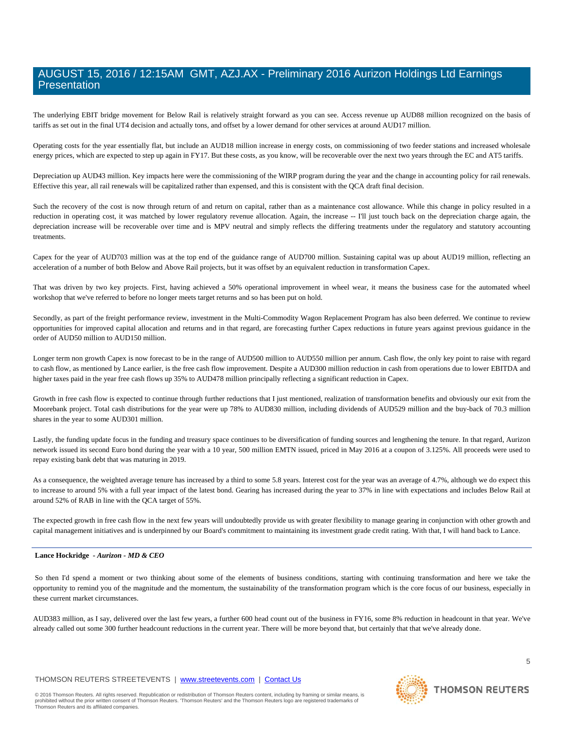The underlying EBIT bridge movement for Below Rail is relatively straight forward as you can see. Access revenue up AUD88 million recognized on the basis of tariffs as set out in the final UT4 decision and actually tons, and offset by a lower demand for other services at around AUD17 million.

Operating costs for the year essentially flat, but include an AUD18 million increase in energy costs, on commissioning of two feeder stations and increased wholesale energy prices, which are expected to step up again in FY17. But these costs, as you know, will be recoverable over the next two years through the EC and AT5 tariffs.

Depreciation up AUD43 million. Key impacts here were the commissioning of the WIRP program during the year and the change in accounting policy for rail renewals. Effective this year, all rail renewals will be capitalized rather than expensed, and this is consistent with the QCA draft final decision.

Such the recovery of the cost is now through return of and return on capital, rather than as a maintenance cost allowance. While this change in policy resulted in a reduction in operating cost, it was matched by lower regulatory revenue allocation. Again, the increase -- I'll just touch back on the depreciation charge again, the depreciation increase will be recoverable over time and is MPV neutral and simply reflects the differing treatments under the regulatory and statutory accounting treatments.

Capex for the year of AUD703 million was at the top end of the guidance range of AUD700 million. Sustaining capital was up about AUD19 million, reflecting an acceleration of a number of both Below and Above Rail projects, but it was offset by an equivalent reduction in transformation Capex.

That was driven by two key projects. First, having achieved a 50% operational improvement in wheel wear, it means the business case for the automated wheel workshop that we've referred to before no longer meets target returns and so has been put on hold.

Secondly, as part of the freight performance review, investment in the Multi-Commodity Wagon Replacement Program has also been deferred. We continue to review opportunities for improved capital allocation and returns and in that regard, are forecasting further Capex reductions in future years against previous guidance in the order of AUD50 million to AUD150 million.

Longer term non growth Capex is now forecast to be in the range of AUD500 million to AUD550 million per annum. Cash flow, the only key point to raise with regard to cash flow, as mentioned by Lance earlier, is the free cash flow improvement. Despite a AUD300 million reduction in cash from operations due to lower EBITDA and higher taxes paid in the year free cash flows up 35% to AUD478 million principally reflecting a significant reduction in Capex.

Growth in free cash flow is expected to continue through further reductions that I just mentioned, realization of transformation benefits and obviously our exit from the Moorebank project. Total cash distributions for the year were up 78% to AUD830 million, including dividends of AUD529 million and the buy-back of 70.3 million shares in the year to some AUD301 million.

Lastly, the funding update focus in the funding and treasury space continues to be diversification of funding sources and lengthening the tenure. In that regard, Aurizon network issued its second Euro bond during the year with a 10 year, 500 million EMTN issued, priced in May 2016 at a coupon of 3.125%. All proceeds were used to repay existing bank debt that was maturing in 2019.

As a consequence, the weighted average tenure has increased by a third to some 5.8 years. Interest cost for the year was an average of 4.7%, although we do expect this to increase to around 5% with a full year impact of the latest bond. Gearing has increased during the year to 37% in line with expectations and includes Below Rail at around 52% of RAB in line with the QCA target of 55%.

The expected growth in free cash flow in the next few years will undoubtedly provide us with greater flexibility to manage gearing in conjunction with other growth and capital management initiatives and is underpinned by our Board's commitment to maintaining its investment grade credit rating. With that, I will hand back to Lance.

---

**Lance Hockridge** - ***Aurizon - MD & CEO***

So then I'd spend a moment or two thinking about some of the elements of business conditions, starting with continuing transformation and here we take the opportunity to remind you of the magnitude and the momentum, the sustainability of the transformation program which is the core focus of our business, especially in these current market circumstances.

AUD383 million, as I say, delivered over the last few years, a further 600 head count out of the business in FY16, some 8% reduction in headcount in that year. We've already called out some 300 further headcount reductions in the current year. There will be more beyond that, but certainly that that we've already done.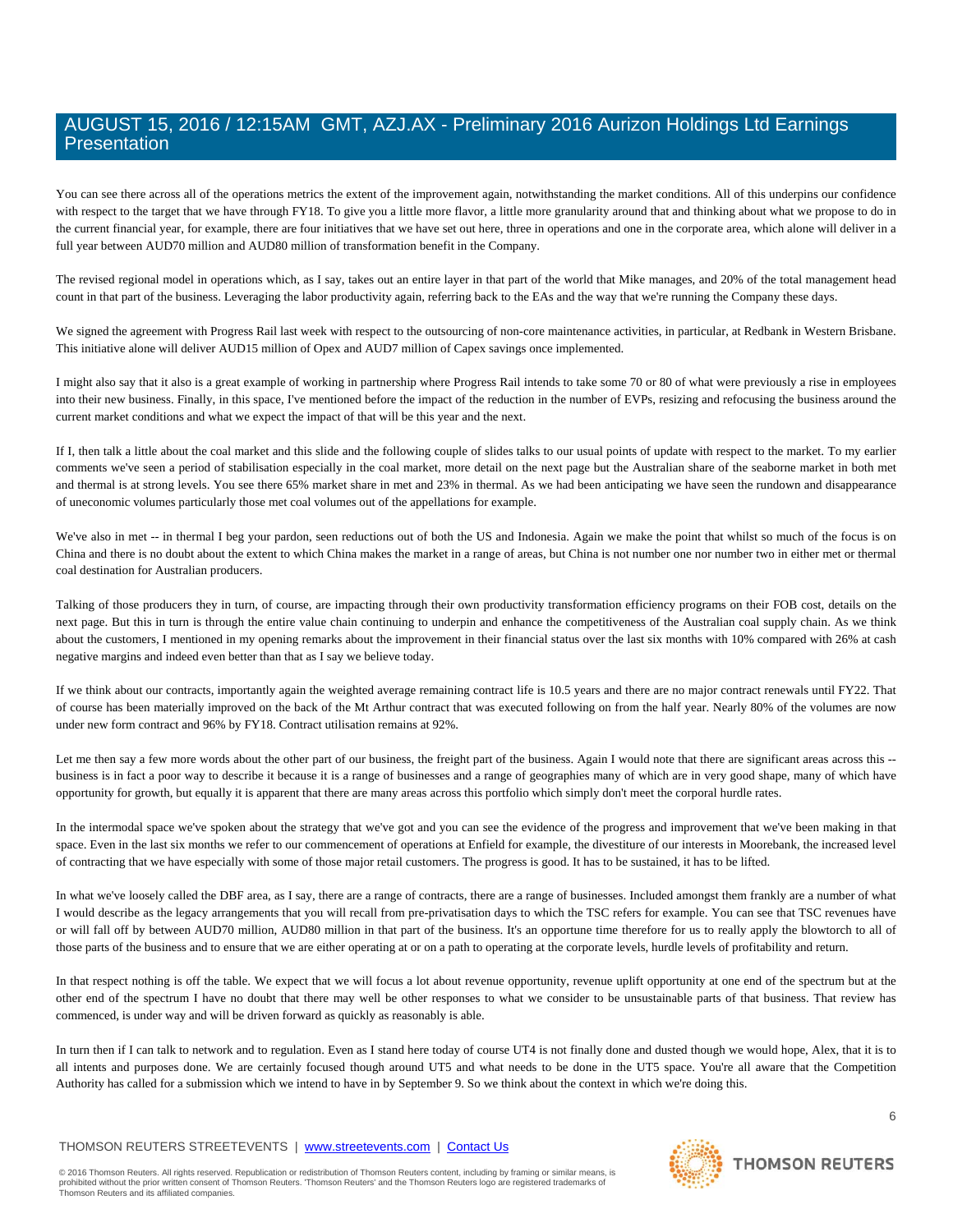You can see there across all of the operations metrics the extent of the improvement again, notwithstanding the market conditions. All of this underpins our confidence with respect to the target that we have through FY18. To give you a little more flavor, a little more granularity around that and thinking about what we propose to do in the current financial year, for example, there are four initiatives that we have set out here, three in operations and one in the corporate area, which alone will deliver in a full year between AUD70 million and AUD80 million of transformation benefit in the Company.

The revised regional model in operations which, as I say, takes out an entire layer in that part of the world that Mike manages, and 20% of the total management head count in that part of the business. Leveraging the labor productivity again, referring back to the EAs and the way that we're running the Company these days.

We signed the agreement with Progress Rail last week with respect to the outsourcing of non-core maintenance activities, in particular, at Redbank in Western Brisbane. This initiative alone will deliver AUD15 million of Opex and AUD7 million of Capex savings once implemented.

I might also say that it also is a great example of working in partnership where Progress Rail intends to take some 70 or 80 of what were previously a rise in employees into their new business. Finally, in this space, I've mentioned before the impact of the reduction in the number of EVPs, resizing and refocusing the business around the current market conditions and what we expect the impact of that will be this year and the next.

If I, then talk a little about the coal market and this slide and the following couple of slides talks to our usual points of update with respect to the market. To my earlier comments we've seen a period of stabilisation especially in the coal market, more detail on the next page but the Australian share of the seaborne market in both met and thermal is at strong levels. You see there 65% market share in met and 23% in thermal. As we had been anticipating we have seen the rundown and disappearance of uneconomic volumes particularly those met coal volumes out of the appellations for example.

We've also in met -- in thermal I beg your pardon, seen reductions out of both the US and Indonesia. Again we make the point that whilst so much of the focus is on China and there is no doubt about the extent to which China makes the market in a range of areas, but China is not number one nor number two in either met or thermal coal destination for Australian producers.

Talking of those producers they in turn, of course, are impacting through their own productivity transformation efficiency programs on their FOB cost, details on the next page. But this in turn is through the entire value chain continuing to underpin and enhance the competitiveness of the Australian coal supply chain. As we think about the customers, I mentioned in my opening remarks about the improvement in their financial status over the last six months with 10% compared with 26% at cash negative margins and indeed even better than that as I say we believe today.

If we think about our contracts, importantly again the weighted average remaining contract life is 10.5 years and there are no major contract renewals until FY22. That of course has been materially improved on the back of the Mt Arthur contract that was executed following on from the half year. Nearly 80% of the volumes are now under new form contract and 96% by FY18. Contract utilisation remains at 92%.

Let me then say a few more words about the other part of our business, the freight part of the business. Again I would note that there are significant areas across this -- business is in fact a poor way to describe it because it is a range of businesses and a range of geographies many of which are in very good shape, many of which have opportunity for growth, but equally it is apparent that there are many areas across this portfolio which simply don't meet the corporal hurdle rates.

In the intermodal space we've spoken about the strategy that we've got and you can see the evidence of the progress and improvement that we've been making in that space. Even in the last six months we refer to our commencement of operations at Enfield for example, the divestiture of our interests in Moorebank, the increased level of contracting that we have especially with some of those major retail customers. The progress is good. It has to be sustained, it has to be lifted.

In what we've loosely called the DBF area, as I say, there are a range of contracts, there are a range of businesses. Included amongst them frankly are a number of what I would describe as the legacy arrangements that you will recall from pre-privatisation days to which the TSC refers for example. You can see that TSC revenues have or will fall off by between AUD70 million, AUD80 million in that part of the business. It's an opportune time therefore for us to really apply the blowtorch to all of those parts of the business and to ensure that we are either operating at or on a path to operating at the corporate levels, hurdle levels of profitability and return.

In that respect nothing is off the table. We expect that we will focus a lot about revenue opportunity, revenue uplift opportunity at one end of the spectrum but at the other end of the spectrum I have no doubt that there may well be other responses to what we consider to be unsustainable parts of that business. That review has commenced, is under way and will be driven forward as quickly as reasonably able.

In turn then if I can talk to network and to regulation. Even as I stand here today of course UT4 is not finally done and dusted though we would hope, Alex, that it is to all intents and purposes done. We are certainly focused though around UT5 and what needs to be done in the UT5 space. You're all aware that the Competition Authority has called for a submission which we intend to have in by September 9. So we think about the context in which we're doing this.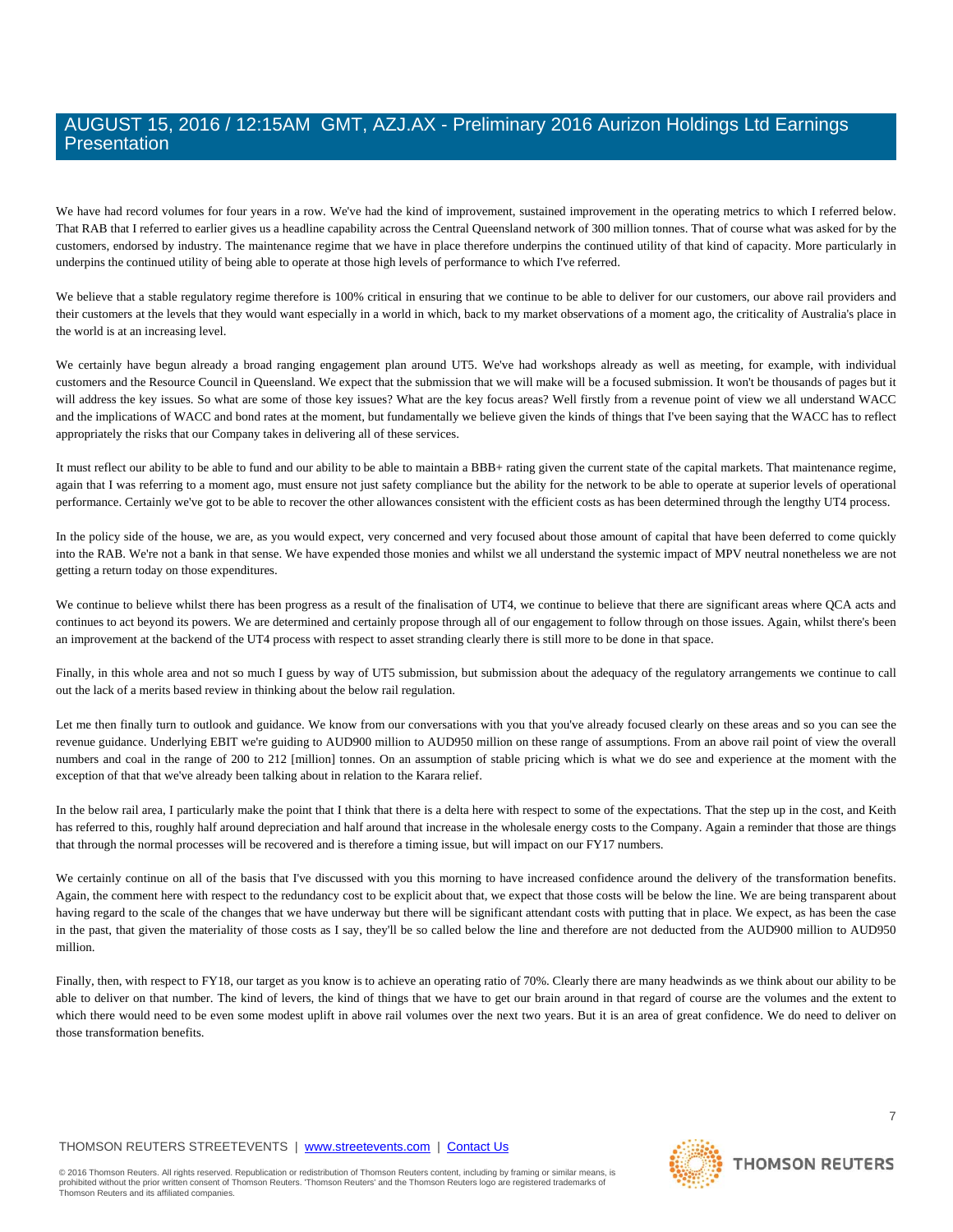We have had record volumes for four years in a row. We've had the kind of improvement, sustained improvement in the operating metrics to which I referred below. That RAB that I referred to earlier gives us a headline capability across the Central Queensland network of 300 million tonnes. That of course what was asked for by the customers, endorsed by industry. The maintenance regime that we have in place therefore underpins the continued utility of that kind of capacity. More particularly in underpins the continued utility of being able to operate at those high levels of performance to which I've referred.

We believe that a stable regulatory regime therefore is 100% critical in ensuring that we continue to be able to deliver for our customers, our above rail providers and their customers at the levels that they would want especially in a world in which, back to my market observations of a moment ago, the criticality of Australia's place in the world is at an increasing level.

We certainly have begun already a broad ranging engagement plan around UT5. We've had workshops already as well as meeting, for example, with individual customers and the Resource Council in Queensland. We expect that the submission that we will make will be a focused submission. It won't be thousands of pages but it will address the key issues. So what are some of those key issues? What are the key focus areas? Well firstly from a revenue point of view we all understand WACC and the implications of WACC and bond rates at the moment, but fundamentally we believe given the kinds of things that I've been saying that the WACC has to reflect appropriately the risks that our Company takes in delivering all of these services.

It must reflect our ability to be able to fund and our ability to be able to maintain a BBB+ rating given the current state of the capital markets. That maintenance regime, again that I was referring to a moment ago, must ensure not just safety compliance but the ability for the network to be able to operate at superior levels of operational performance. Certainly we've got to be able to recover the other allowances consistent with the efficient costs as has been determined through the lengthy UT4 process.

In the policy side of the house, we are, as you would expect, very concerned and very focused about those amount of capital that have been deferred to come quickly into the RAB. We're not a bank in that sense. We have expended those monies and whilst we all understand the systemic impact of MPV neutral nonetheless we are not getting a return today on those expenditures.

We continue to believe whilst there has been progress as a result of the finalisation of UT4, we continue to believe that there are significant areas where QCA acts and continues to act beyond its powers. We are determined and certainly propose through all of our engagement to follow through on those issues. Again, whilst there's been an improvement at the backend of the UT4 process with respect to asset stranding clearly there is still more to be done in that space.

Finally, in this whole area and not so much I guess by way of UT5 submission, but submission about the adequacy of the regulatory arrangements we continue to call out the lack of a merits based review in thinking about the below rail regulation.

Let me then finally turn to outlook and guidance. We know from our conversations with you that you've already focused clearly on these areas and so you can see the revenue guidance. Underlying EBIT we're guiding to AUD900 million to AUD950 million on these range of assumptions. From an above rail point of view the overall numbers and coal in the range of 200 to 212 [million] tonnes. On an assumption of stable pricing which is what we do see and experience at the moment with the exception of that that we've already been talking about in relation to the Karara relief.

In the below rail area, I particularly make the point that I think that there is a delta here with respect to some of the expectations. That the step up in the cost, and Keith has referred to this, roughly half around depreciation and half around that increase in the wholesale energy costs to the Company. Again a reminder that those are things that through the normal processes will be recovered and is therefore a timing issue, but will impact on our FY17 numbers.

We certainly continue on all of the basis that I've discussed with you this morning to have increased confidence around the delivery of the transformation benefits. Again, the comment here with respect to the redundancy cost to be explicit about that, we expect that those costs will be below the line. We are being transparent about having regard to the scale of the changes that we have underway but there will be significant attendant costs with putting that in place. We expect, as has been the case in the past, that given the materiality of those costs as I say, they'll be so called below the line and therefore are not deducted from the AUD900 million to AUD950 million.

Finally, then, with respect to FY18, our target as you know is to achieve an operating ratio of 70%. Clearly there are many headwinds as we think about our ability to be able to deliver on that number. The kind of levers, the kind of things that we have to get our brain around in that regard of course are the volumes and the extent to which there would need to be even some modest uplift in above rail volumes over the next two years. But it is an area of great confidence. We do need to deliver on those transformation benefits.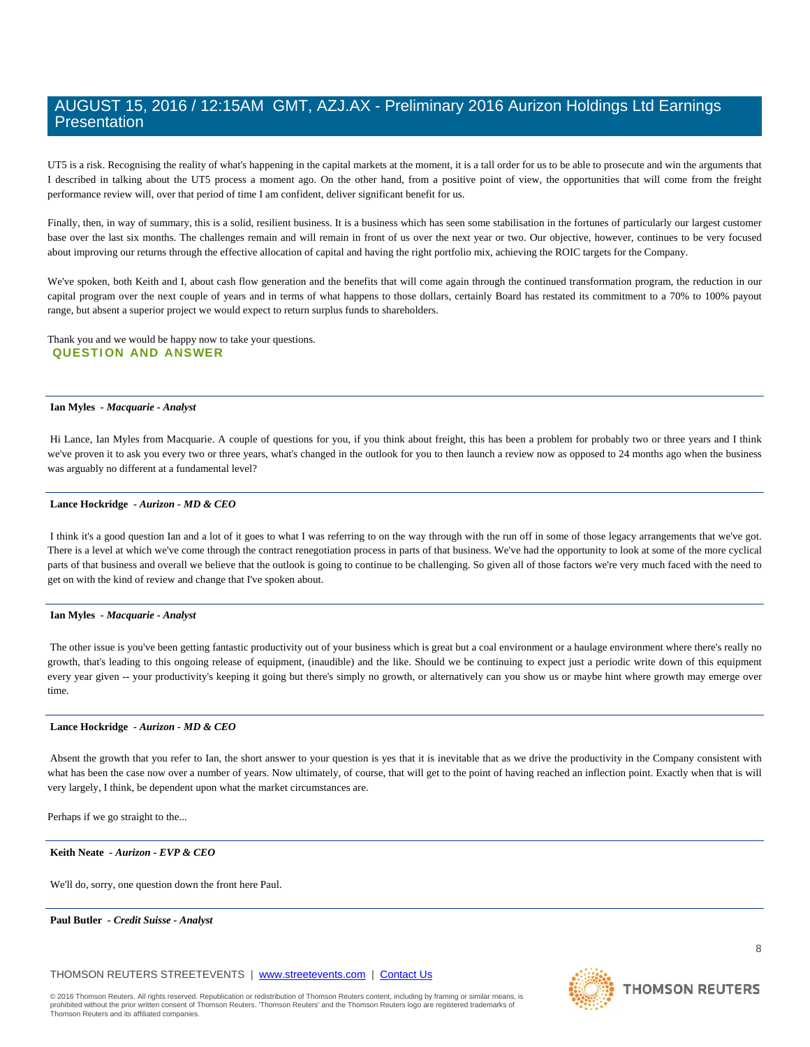UT5 is a risk. Recognising the reality of what's happening in the capital markets at the moment, it is a tall order for us to be able to prosecute and win the arguments that I described in talking about the UT5 process a moment ago. On the other hand, from a positive point of view, the opportunities that will come from the freight performance review will, over that period of time I am confident, deliver significant benefit for us.

Finally, then, in way of summary, this is a solid, resilient business. It is a business which has seen some stabilisation in the fortunes of particularly our largest customer base over the last six months. The challenges remain and will remain in front of us over the next year or two. Our objective, however, continues to be very focused about improving our returns through the effective allocation of capital and having the right portfolio mix, achieving the ROIC targets for the Company.

We've spoken, both Keith and I, about cash flow generation and the benefits that will come again through the continued transformation program, the reduction in our capital program over the next couple of years and in terms of what happens to those dollars, certainly Board has restated its commitment to a 70% to 100% payout range, but absent a superior project we would expect to return surplus funds to shareholders.

Thank you and we would be happy now to take your questions.

## QUESTION AND ANSWER

---

**Ian Myles** - ***Macquarie - Analyst***

Hi Lance, Ian Myles from Macquarie. A couple of questions for you, if you think about freight, this has been a problem for probably two or three years and I think we've proven it to ask you every two or three years, what's changed in the outlook for you to then launch a review now as opposed to 24 months ago when the business was arguably no different at a fundamental level?

---

**Lance Hockridge** - ***Aurizon - MD & CEO***

I think it's a good question Ian and a lot of it goes to what I was referring to on the way through with the run off in some of those legacy arrangements that we've got. There is a level at which we've come through the contract renegotiation process in parts of that business. We've had the opportunity to look at some of the more cyclical parts of that business and overall we believe that the outlook is going to continue to be challenging. So given all of those factors we're very much faced with the need to get on with the kind of review and change that I've spoken about.

---

**Ian Myles** - ***Macquarie - Analyst***

The other issue is you've been getting fantastic productivity out of your business which is great but a coal environment or a haulage environment where there's really no growth, that's leading to this ongoing release of equipment, (inaudible) and the like. Should we be continuing to expect just a periodic write down of this equipment every year given -- your productivity's keeping it going but there's simply no growth, or alternatively can you show us or maybe hint where growth may emerge over time.

---

**Lance Hockridge** - ***Aurizon - MD & CEO***

Absent the growth that you refer to Ian, the short answer to your question is yes that it is inevitable that as we drive the productivity in the Company consistent with what has been the case now over a number of years. Now ultimately, of course, that will get to the point of having reached an inflection point. Exactly when that is will very largely, I think, be dependent upon what the market circumstances are.

Perhaps if we go straight to the...

---

**Keith Neate** - ***Aurizon - EVP & CEO***

We'll do, sorry, one question down the front here Paul.

---

**Paul Butler** - ***Credit Suisse - Analyst***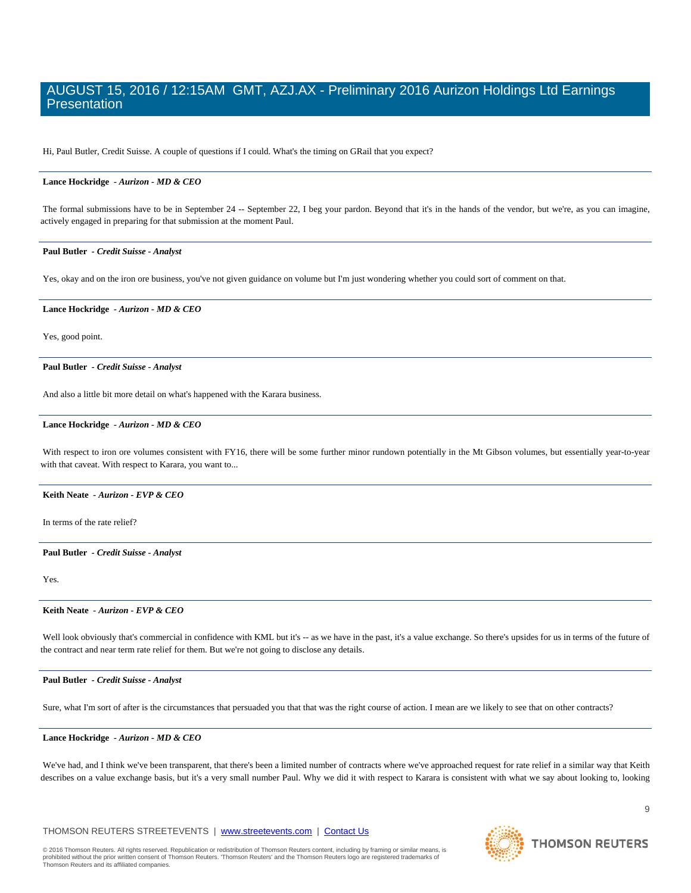Hi, Paul Butler, Credit Suisse. A couple of questions if I could. What's the timing on GRail that you expect?

---

**Lance Hockridge** *- Aurizon - MD & CEO*

The formal submissions have to be in September 24 -- September 22, I beg your pardon. Beyond that it's in the hands of the vendor, but we're, as you can imagine, actively engaged in preparing for that submission at the moment Paul.

---

**Paul Butler** *- Credit Suisse - Analyst*

Yes, okay and on the iron ore business, you've not given guidance on volume but I'm just wondering whether you could sort of comment on that.

---

**Lance Hockridge** *- Aurizon - MD & CEO*

Yes, good point.

---

**Paul Butler** *- Credit Suisse - Analyst*

And also a little bit more detail on what's happened with the Karara business.

---

**Lance Hockridge** *- Aurizon - MD & CEO*

With respect to iron ore volumes consistent with FY16, there will be some further minor rundown potentially in the Mt Gibson volumes, but essentially year-to-year with that caveat. With respect to Karara, you want to...

---

**Keith Neate** *- Aurizon - EVP & CEO*

In terms of the rate relief?

---

**Paul Butler** *- Credit Suisse - Analyst*

Yes.

---

**Keith Neate** *- Aurizon - EVP & CEO*

Well look obviously that's commercial in confidence with KML but it's -- as we have in the past, it's a value exchange. So there's upsides for us in terms of the future of the contract and near term rate relief for them. But we're not going to disclose any details.

---

**Paul Butler** *- Credit Suisse - Analyst*

Sure, what I'm sort of after is the circumstances that persuaded you that that was the right course of action. I mean are we likely to see that on other contracts?

---

**Lance Hockridge** *- Aurizon - MD & CEO*

We've had, and I think we've been transparent, that there's been a limited number of contracts where we've approached request for rate relief in a similar way that Keith describes on a value exchange basis, but it's a very small number Paul. Why we did it with respect to Karara is consistent with what we say about looking to, looking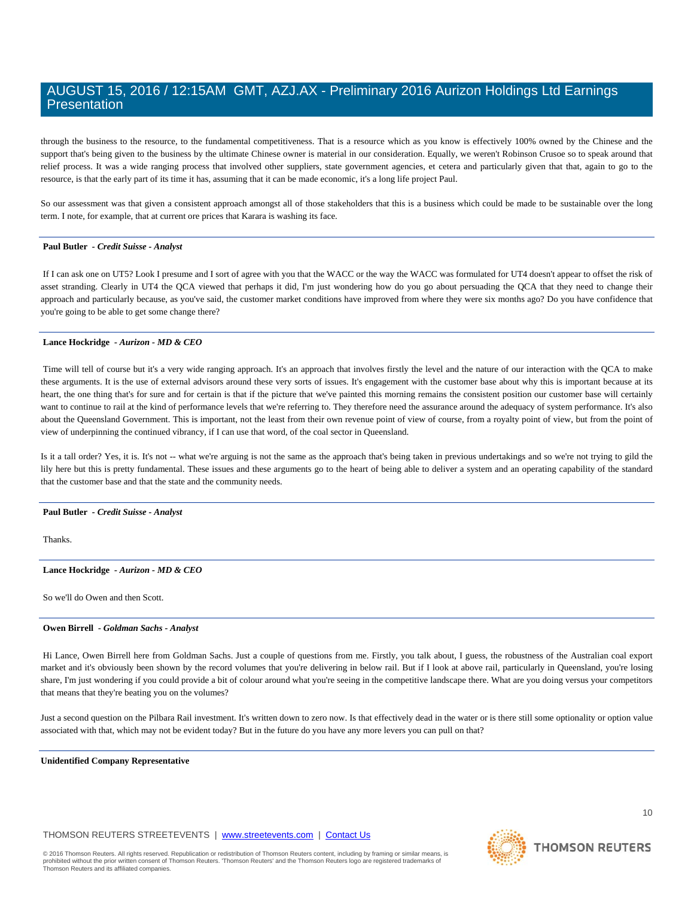through the business to the resource, to the fundamental competitiveness. That is a resource which as you know is effectively 100% owned by the Chinese and the support that's being given to the business by the ultimate Chinese owner is material in our consideration. Equally, we weren't Robinson Crusoe so to speak around that relief process. It was a wide ranging process that involved other suppliers, state government agencies, et cetera and particularly given that that, again to go to the resource, is that the early part of its time it has, assuming that it can be made economic, it's a long life project Paul.

So our assessment was that given a consistent approach amongst all of those stakeholders that this is a business which could be made to be sustainable over the long term. I note, for example, that at current ore prices that Karara is washing its face.

---

**Paul Butler** *- Credit Suisse - Analyst*

If I can ask one on UT5? Look I presume and I sort of agree with you that the WACC or the way the WACC was formulated for UT4 doesn't appear to offset the risk of asset stranding. Clearly in UT4 the QCA viewed that perhaps it did, I'm just wondering how do you go about persuading the QCA that they need to change their approach and particularly because, as you've said, the customer market conditions have improved from where they were six months ago? Do you have confidence that you're going to be able to get some change there?

---

**Lance Hockridge** *- Aurizon - MD & CEO*

Time will tell of course but it's a very wide ranging approach. It's an approach that involves firstly the level and the nature of our interaction with the QCA to make these arguments. It is the use of external advisors around these very sorts of issues. It's engagement with the customer base about why this is important because at its heart, the one thing that's for sure and for certain is that if the picture that we've painted this morning remains the consistent position our customer base will certainly want to continue to rail at the kind of performance levels that we're referring to. They therefore need the assurance around the adequacy of system performance. It's also about the Queensland Government. This is important, not the least from their own revenue point of view of course, from a royalty point of view, but from the point of view of underpinning the continued vibrancy, if I can use that word, of the coal sector in Queensland.

Is it a tall order? Yes, it is. It's not -- what we're arguing is not the same as the approach that's being taken in previous undertakings and so we're not trying to gild the lily here but this is pretty fundamental. These issues and these arguments go to the heart of being able to deliver a system and an operating capability of the standard that the customer base and that the state and the community needs.

---

**Paul Butler** *- Credit Suisse - Analyst*

Thanks.

---

**Lance Hockridge** *- Aurizon - MD & CEO*

So we'll do Owen and then Scott.

---

**Owen Birrell** *- Goldman Sachs - Analyst*

Hi Lance, Owen Birrell here from Goldman Sachs. Just a couple of questions from me. Firstly, you talk about, I guess, the robustness of the Australian coal export market and it's obviously been shown by the record volumes that you're delivering in below rail. But if I look at above rail, particularly in Queensland, you're losing share, I'm just wondering if you could provide a bit of colour around what you're seeing in the competitive landscape there. What are you doing versus your competitors that means that they're beating you on the volumes?

Just a second question on the Pilbara Rail investment. It's written down to zero now. Is that effectively dead in the water or is there still some optionality or option value associated with that, which may not be evident today? But in the future do you have any more levers you can pull on that?

---

**Unidentified Company Representative**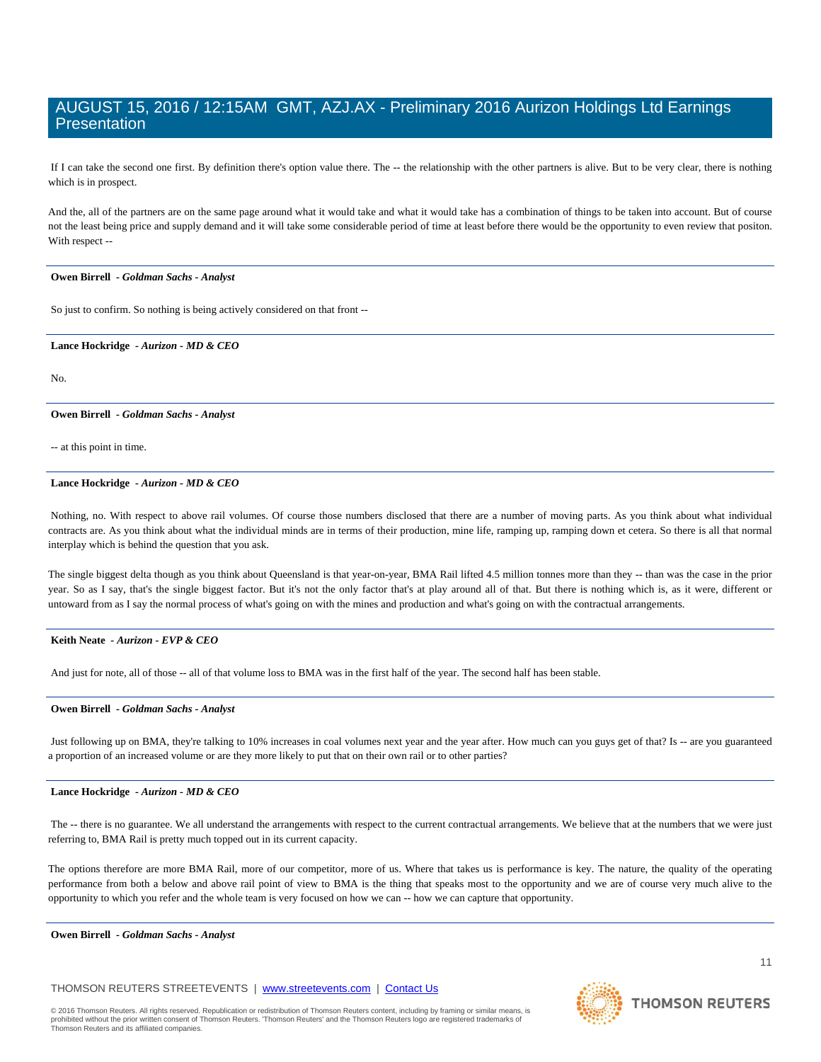If I can take the second one first. By definition there's option value there. The -- the relationship with the other partners is alive. But to be very clear, there is nothing which is in prospect.

And the, all of the partners are on the same page around what it would take and what it would take has a combination of things to be taken into account. But of course not the least being price and supply demand and it will take some considerable period of time at least before there would be the opportunity to even review that positon. With respect --

---

**Owen Birrell** - *Goldman Sachs - Analyst*

So just to confirm. So nothing is being actively considered on that front --

---

**Lance Hockridge** - *Aurizon - MD & CEO*

No.

---

**Owen Birrell** - *Goldman Sachs - Analyst*

-- at this point in time.

---

**Lance Hockridge** - *Aurizon - MD & CEO*

Nothing, no. With respect to above rail volumes. Of course those numbers disclosed that there are a number of moving parts. As you think about what individual contracts are. As you think about what the individual minds are in terms of their production, mine life, ramping up, ramping down et cetera. So there is all that normal interplay which is behind the question that you ask.

The single biggest delta though as you think about Queensland is that year-on-year, BMA Rail lifted 4.5 million tonnes more than they -- than was the case in the prior year. So as I say, that's the single biggest factor. But it's not the only factor that's at play around all of that. But there is nothing which is, as it were, different or untoward from as I say the normal process of what's going on with the mines and production and what's going on with the contractual arrangements.

---

**Keith Neate** - *Aurizon - EVP & CEO*

And just for note, all of those -- all of that volume loss to BMA was in the first half of the year. The second half has been stable.

---

**Owen Birrell** - *Goldman Sachs - Analyst*

Just following up on BMA, they're talking to 10% increases in coal volumes next year and the year after. How much can you guys get of that? Is -- are you guaranteed a proportion of an increased volume or are they more likely to put that on their own rail or to other parties?

---

**Lance Hockridge** - *Aurizon - MD & CEO*

The -- there is no guarantee. We all understand the arrangements with respect to the current contractual arrangements. We believe that at the numbers that we were just referring to, BMA Rail is pretty much topped out in its current capacity.

The options therefore are more BMA Rail, more of our competitor, more of us. Where that takes us is performance is key. The nature, the quality of the operating performance from both a below and above rail point of view to BMA is the thing that speaks most to the opportunity and we are of course very much alive to the opportunity to which you refer and the whole team is very focused on how we can -- how we can capture that opportunity.

---

**Owen Birrell** - *Goldman Sachs - Analyst*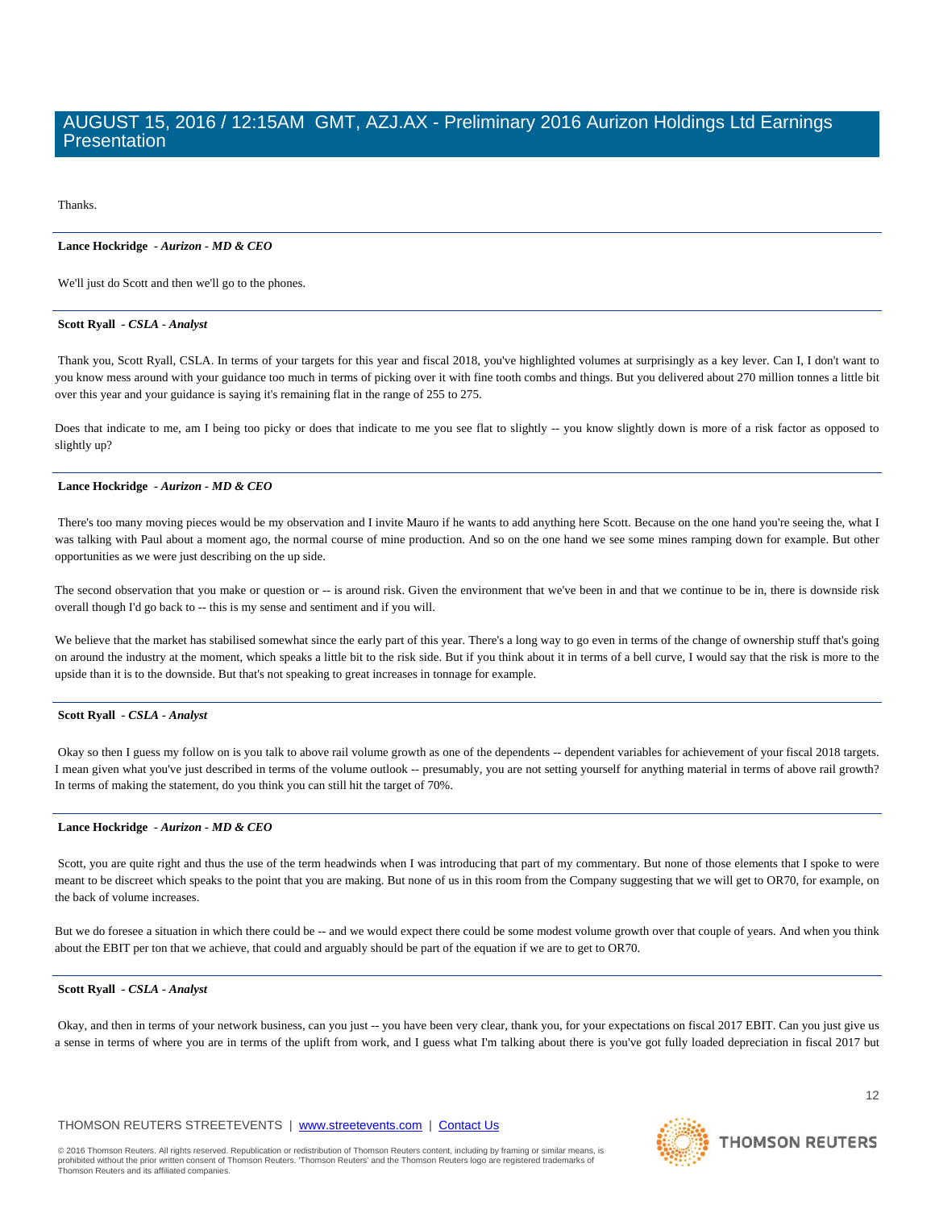Thanks.

---

**Lance Hockridge** - ***Aurizon - MD & CEO***

We'll just do Scott and then we'll go to the phones.

---

**Scott Ryall** - ***CSLA - Analyst***

Thank you, Scott Ryall, CSLA. In terms of your targets for this year and fiscal 2018, you've highlighted volumes at surprisingly as a key lever. Can I, I don't want to you know mess around with your guidance too much in terms of picking over it with fine tooth combs and things. But you delivered about 270 million tonnes a little bit over this year and your guidance is saying it's remaining flat in the range of 255 to 275.

Does that indicate to me, am I being too picky or does that indicate to me you see flat to slightly -- you know slightly down is more of a risk factor as opposed to slightly up?

---

**Lance Hockridge** - ***Aurizon - MD & CEO***

There's too many moving pieces would be my observation and I invite Mauro if he wants to add anything here Scott. Because on the one hand you're seeing the, what I was talking with Paul about a moment ago, the normal course of mine production. And so on the one hand we see some mines ramping down for example. But other opportunities as we were just describing on the up side.

The second observation that you make or question or -- is around risk. Given the environment that we've been in and that we continue to be in, there is downside risk overall though I'd go back to -- this is my sense and sentiment and if you will.

We believe that the market has stabilised somewhat since the early part of this year. There's a long way to go even in terms of the change of ownership stuff that's going on around the industry at the moment, which speaks a little bit to the risk side. But if you think about it in terms of a bell curve, I would say that the risk is more to the upside than it is to the downside. But that's not speaking to great increases in tonnage for example.

---

**Scott Ryall** - ***CSLA - Analyst***

Okay so then I guess my follow on is you talk to above rail volume growth as one of the dependents -- dependent variables for achievement of your fiscal 2018 targets. I mean given what you've just described in terms of the volume outlook -- presumably, you are not setting yourself for anything material in terms of above rail growth? In terms of making the statement, do you think you can still hit the target of 70%.

---

**Lance Hockridge** - ***Aurizon - MD & CEO***

Scott, you are quite right and thus the use of the term headwinds when I was introducing that part of my commentary. But none of those elements that I spoke to were meant to be discreet which speaks to the point that you are making. But none of us in this room from the Company suggesting that we will get to OR70, for example, on the back of volume increases.

But we do foresee a situation in which there could be -- and we would expect there could be some modest volume growth over that couple of years. And when you think about the EBIT per ton that we achieve, that could and arguably should be part of the equation if we are to get to OR70.

---

**Scott Ryall** - ***CSLA - Analyst***

Okay, and then in terms of your network business, can you just -- you have been very clear, thank you, for your expectations on fiscal 2017 EBIT. Can you just give us a sense in terms of where you are in terms of the uplift from work, and I guess what I'm talking about there is you've got fully loaded depreciation in fiscal 2017 but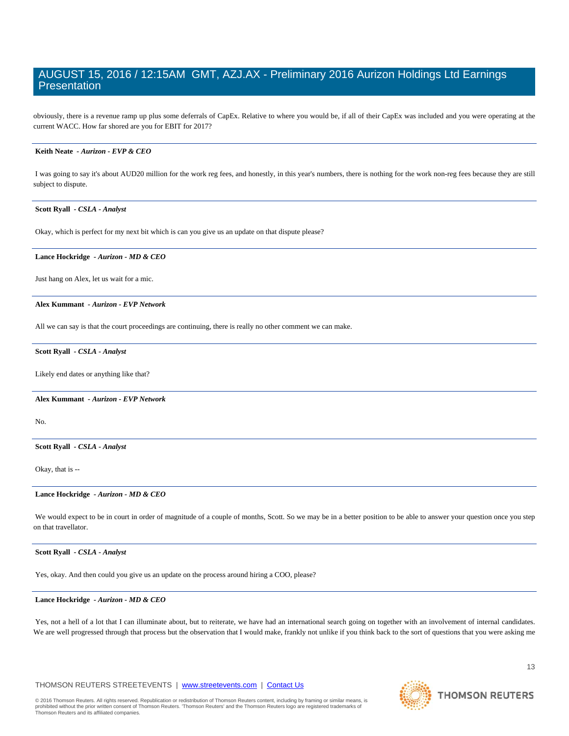obviously, there is a revenue ramp up plus some deferrals of CapEx. Relative to where you would be, if all of their CapEx was included and you were operating at the current WACC. How far shored are you for EBIT for 2017?

---

**Keith Neate** - *Aurizon - EVP & CEO*

I was going to say it's about AUD20 million for the work reg fees, and honestly, in this year's numbers, there is nothing for the work non-reg fees because they are still subject to dispute.

---

**Scott Ryall** - *CSLA - Analyst*

Okay, which is perfect for my next bit which is can you give us an update on that dispute please?

---

**Lance Hockridge** - *Aurizon - MD & CEO*

Just hang on Alex, let us wait for a mic.

---

**Alex Kummant** - *Aurizon - EVP Network*

All we can say is that the court proceedings are continuing, there is really no other comment we can make.

---

**Scott Ryall** - *CSLA - Analyst*

Likely end dates or anything like that?

---

**Alex Kummant** - *Aurizon - EVP Network*

No.

---

**Scott Ryall** - *CSLA - Analyst*

Okay, that is --

---

**Lance Hockridge** - *Aurizon - MD & CEO*

We would expect to be in court in order of magnitude of a couple of months, Scott. So we may be in a better position to be able to answer your question once you step on that travellator.

---

**Scott Ryall** - *CSLA - Analyst*

Yes, okay. And then could you give us an update on the process around hiring a COO, please?

---

**Lance Hockridge** - *Aurizon - MD & CEO*

Yes, not a hell of a lot that I can illuminate about, but to reiterate, we have had an international search going on together with an involvement of internal candidates. We are well progressed through that process but the observation that I would make, frankly not unlike if you think back to the sort of questions that you were asking me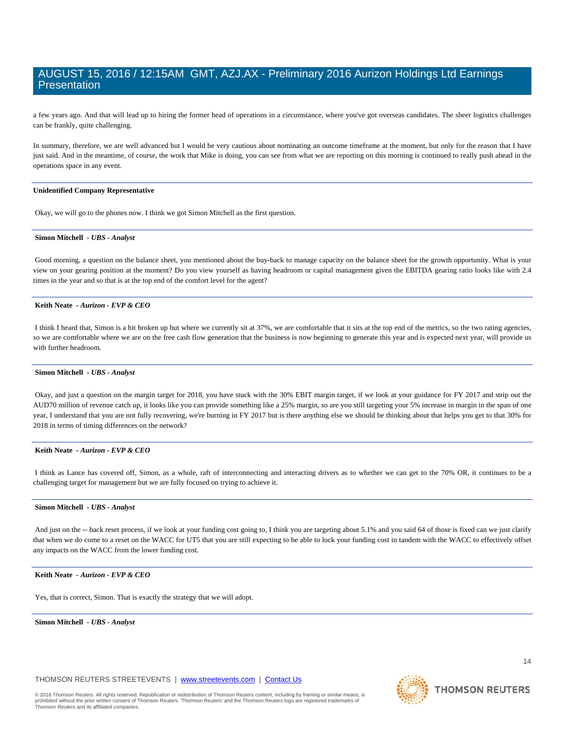a few years ago. And that will lead up to hiring the former head of operations in a circumstance, where you've got overseas candidates. The sheer logistics challenges can be frankly, quite challenging.

In summary, therefore, we are well advanced but I would be very cautious about nominating an outcome timeframe at the moment, but only for the reason that I have just said. And in the meantime, of course, the work that Mike is doing, you can see from what we are reporting on this morning is continued to really push ahead in the operations space in any event.

---

**Unidentified Company Representative**

Okay, we will go to the phones now. I think we got Simon Mitchell as the first question.

---

**Simon Mitchell** - *UBS - Analyst*

Good morning, a question on the balance sheet, you mentioned about the buy-back to manage capacity on the balance sheet for the growth opportunity. What is your view on your gearing position at the moment? Do you view yourself as having headroom or capital management given the EBITDA gearing ratio looks like with 2.4 times in the year and so that is at the top end of the comfort level for the agent?

---

**Keith Neate** - *Aurizon - EVP & CEO*

I think I heard that, Simon is a bit broken up but where we currently sit at 37%, we are comfortable that it sits at the top end of the metrics, so the two rating agencies, so we are comfortable where we are on the free cash flow generation that the business is now beginning to generate this year and is expected next year, will provide us with further headroom.

---

**Simon Mitchell** - *UBS - Analyst*

Okay, and just a question on the margin target for 2018, you have stuck with the 30% EBIT margin target, if we look at your guidance for FY 2017 and strip out the AUD70 million of revenue catch up, it looks like you can provide something like a 25% margin, so are you still targeting your 5% increase in margin in the span of one year, I understand that you are not fully recovering, we're burning in FY 2017 but is there anything else we should be thinking about that helps you get to that 30% for 2018 in terms of timing differences on the network?

---

**Keith Neate** - *Aurizon - EVP & CEO*

I think as Lance has covered off, Simon, as a whole, raft of interconnecting and interacting drivers as to whether we can get to the 70% OR, it continues to be a challenging target for management but we are fully focused on trying to achieve it.

---

**Simon Mitchell** - *UBS - Analyst*

And just on the -- back reset process, if we look at your funding cost going to, I think you are targeting about 5.1% and you said 64 of those is fixed can we just clarify that when we do come to a reset on the WACC for UT5 that you are still expecting to be able to lock your funding cost in tandem with the WACC to effectively offset any impacts on the WACC from the lower funding cost.

---

**Keith Neate** - *Aurizon - EVP & CEO*

Yes, that is correct, Simon. That is exactly the strategy that we will adopt.

---

**Simon Mitchell** - *UBS - Analyst*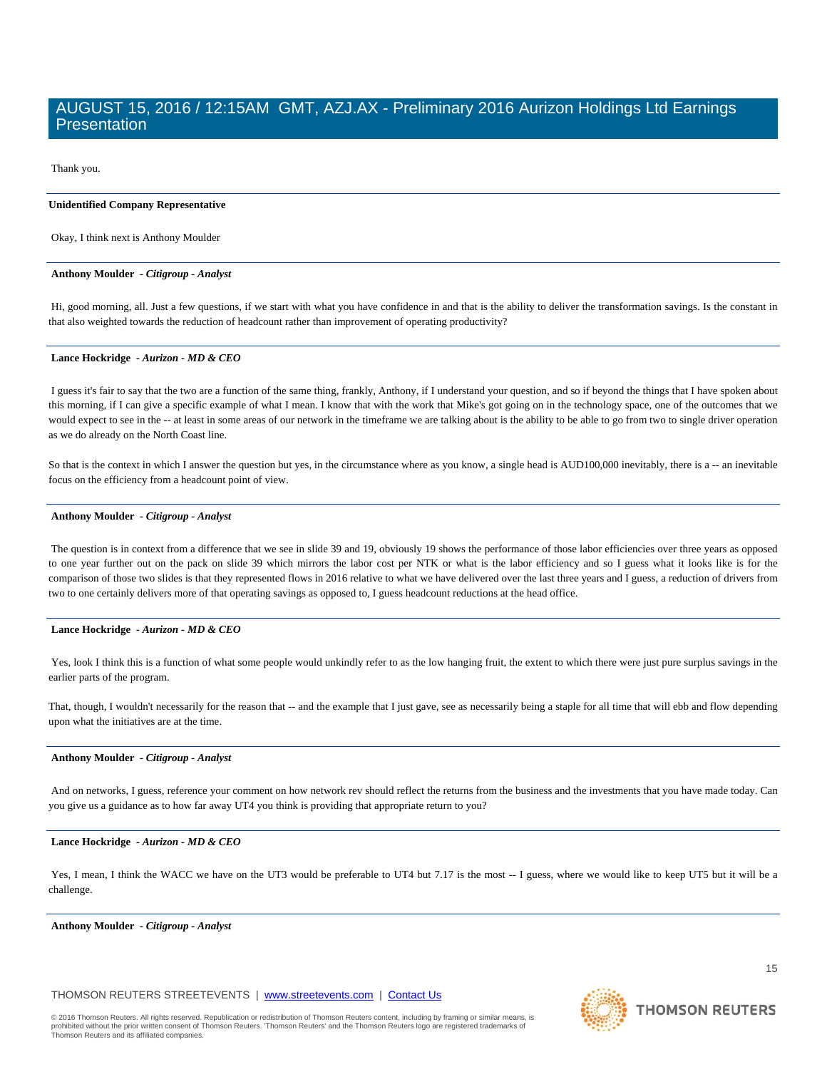Thank you.

**Unidentified Company Representative**

Okay, I think next is Anthony Moulder

**Anthony Moulder** *- Citigroup - Analyst*

Hi, good morning, all. Just a few questions, if we start with what you have confidence in and that is the ability to deliver the transformation savings. Is the constant in that also weighted towards the reduction of headcount rather than improvement of operating productivity?

**Lance Hockridge** *- Aurizon - MD & CEO*

I guess it's fair to say that the two are a function of the same thing, frankly, Anthony, if I understand your question, and so if beyond the things that I have spoken about this morning, if I can give a specific example of what I mean. I know that with the work that Mike's got going on in the technology space, one of the outcomes that we would expect to see in the -- at least in some areas of our network in the timeframe we are talking about is the ability to be able to go from two to single driver operation as we do already on the North Coast line.

So that is the context in which I answer the question but yes, in the circumstance where as you know, a single head is AUD100,000 inevitably, there is a -- an inevitable focus on the efficiency from a headcount point of view.

**Anthony Moulder** *- Citigroup - Analyst*

The question is in context from a difference that we see in slide 39 and 19, obviously 19 shows the performance of those labor efficiencies over three years as opposed to one year further out on the pack on slide 39 which mirrors the labor cost per NTK or what is the labor efficiency and so I guess what it looks like is for the comparison of those two slides is that they represented flows in 2016 relative to what we have delivered over the last three years and I guess, a reduction of drivers from two to one certainly delivers more of that operating savings as opposed to, I guess headcount reductions at the head office.

**Lance Hockridge** *- Aurizon - MD & CEO*

Yes, look I think this is a function of what some people would unkindly refer to as the low hanging fruit, the extent to which there were just pure surplus savings in the earlier parts of the program.

That, though, I wouldn't necessarily for the reason that -- and the example that I just gave, see as necessarily being a staple for all time that will ebb and flow depending upon what the initiatives are at the time.

**Anthony Moulder** *- Citigroup - Analyst*

And on networks, I guess, reference your comment on how network rev should reflect the returns from the business and the investments that you have made today. Can you give us a guidance as to how far away UT4 you think is providing that appropriate return to you?

**Lance Hockridge** *- Aurizon - MD & CEO*

Yes, I mean, I think the WACC we have on the UT3 would be preferable to UT4 but 7.17 is the most -- I guess, where we would like to keep UT5 but it will be a challenge.

**Anthony Moulder** *- Citigroup - Analyst*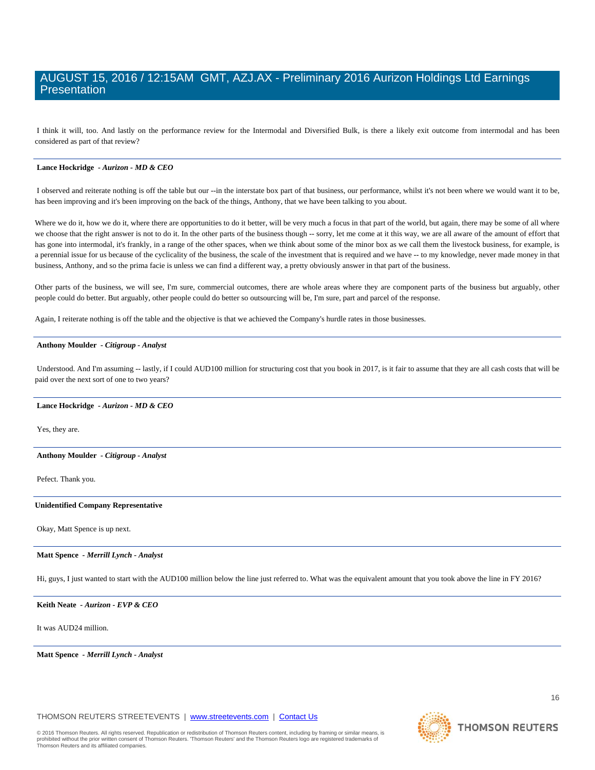I think it will, too. And lastly on the performance review for the Intermodal and Diversified Bulk, is there a likely exit outcome from intermodal and has been considered as part of that review?

**Lance Hockridge** - *Aurizon - MD & CEO*

I observed and reiterate nothing is off the table but our --in the interstate box part of that business, our performance, whilst it's not been where we would want it to be, has been improving and it's been improving on the back of the things, Anthony, that we have been talking to you about.

Where we do it, how we do it, where there are opportunities to do it better, will be very much a focus in that part of the world, but again, there may be some of all where we choose that the right answer is not to do it. In the other parts of the business though -- sorry, let me come at it this way, we are all aware of the amount of effort that has gone into intermodal, it's frankly, in a range of the other spaces, when we think about some of the minor box as we call them the livestock business, for example, is a perennial issue for us because of the cyclicality of the business, the scale of the investment that is required and we have -- to my knowledge, never made money in that business, Anthony, and so the prima facie is unless we can find a different way, a pretty obviously answer in that part of the business.

Other parts of the business, we will see, I'm sure, commercial outcomes, there are whole areas where they are component parts of the business but arguably, other people could do better. But arguably, other people could do better so outsourcing will be, I'm sure, part and parcel of the response.

Again, I reiterate nothing is off the table and the objective is that we achieved the Company's hurdle rates in those businesses.

**Anthony Moulder** - *Citigroup - Analyst*

Understood. And I'm assuming -- lastly, if I could AUD100 million for structuring cost that you book in 2017, is it fair to assume that they are all cash costs that will be paid over the next sort of one to two years?

**Lance Hockridge** - *Aurizon - MD & CEO*

Yes, they are.

**Anthony Moulder** - *Citigroup - Analyst*

Pefect. Thank you.

**Unidentified Company Representative**

Okay, Matt Spence is up next.

**Matt Spence** - *Merrill Lynch - Analyst*

Hi, guys, I just wanted to start with the AUD100 million below the line just referred to. What was the equivalent amount that you took above the line in FY 2016?

**Keith Neate** - *Aurizon - EVP & CEO*

It was AUD24 million.

**Matt Spence** - *Merrill Lynch - Analyst*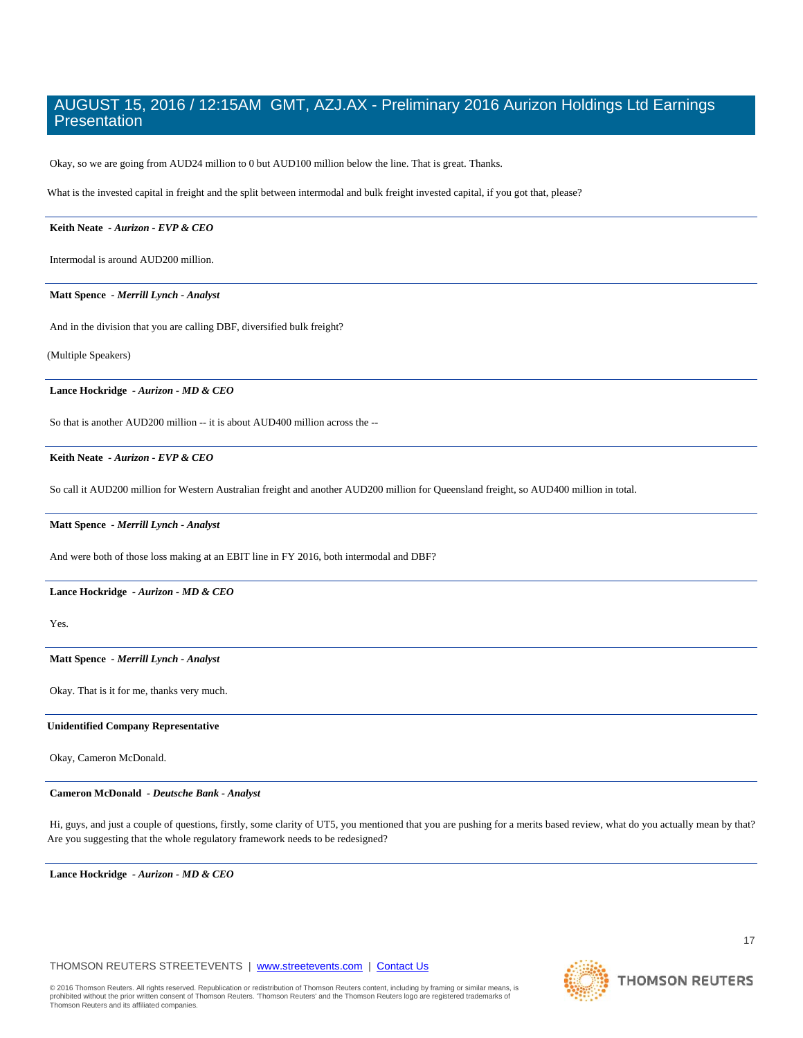Okay, so we are going from AUD24 million to 0 but AUD100 million below the line. That is great. Thanks.

What is the invested capital in freight and the split between intermodal and bulk freight invested capital, if you got that, please?

---

**Keith Neate** - ***Aurizon - EVP & CEO***

Intermodal is around AUD200 million.

---

**Matt Spence** - ***Merrill Lynch - Analyst***

And in the division that you are calling DBF, diversified bulk freight?

(Multiple Speakers)

---

**Lance Hockridge** - ***Aurizon - MD & CEO***

So that is another AUD200 million -- it is about AUD400 million across the --

---

**Keith Neate** - ***Aurizon - EVP & CEO***

So call it AUD200 million for Western Australian freight and another AUD200 million for Queensland freight, so AUD400 million in total.

---

**Matt Spence** - ***Merrill Lynch - Analyst***

And were both of those loss making at an EBIT line in FY 2016, both intermodal and DBF?

---

**Lance Hockridge** - ***Aurizon - MD & CEO***

Yes.

---

**Matt Spence** - ***Merrill Lynch - Analyst***

Okay. That is it for me, thanks very much.

---

**Unidentified Company Representative**

Okay, Cameron McDonald.

---

**Cameron McDonald** - ***Deutsche Bank - Analyst***

Hi, guys, and just a couple of questions, firstly, some clarity of UT5, you mentioned that you are pushing for a merits based review, what do you actually mean by that? Are you suggesting that the whole regulatory framework needs to be redesigned?

---

**Lance Hockridge** - ***Aurizon - MD & CEO***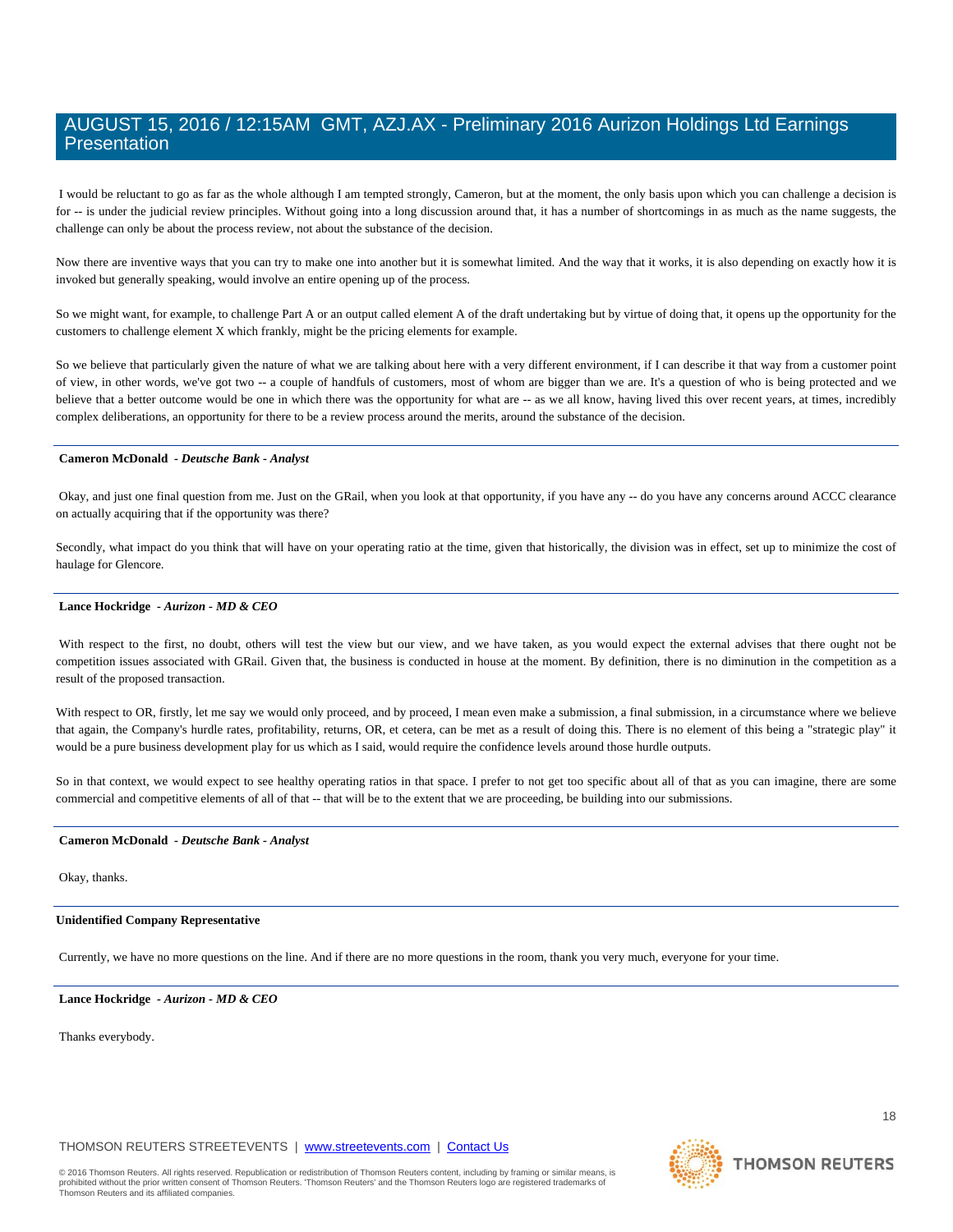I would be reluctant to go as far as the whole although I am tempted strongly, Cameron, but at the moment, the only basis upon which you can challenge a decision is for -- is under the judicial review principles. Without going into a long discussion around that, it has a number of shortcomings in as much as the name suggests, the challenge can only be about the process review, not about the substance of the decision.

Now there are inventive ways that you can try to make one into another but it is somewhat limited. And the way that it works, it is also depending on exactly how it is invoked but generally speaking, would involve an entire opening up of the process.

So we might want, for example, to challenge Part A or an output called element A of the draft undertaking but by virtue of doing that, it opens up the opportunity for the customers to challenge element X which frankly, might be the pricing elements for example.

So we believe that particularly given the nature of what we are talking about here with a very different environment, if I can describe it that way from a customer point of view, in other words, we've got two -- a couple of handfuls of customers, most of whom are bigger than we are. It's a question of who is being protected and we believe that a better outcome would be one in which there was the opportunity for what are -- as we all know, having lived this over recent years, at times, incredibly complex deliberations, an opportunity for there to be a review process around the merits, around the substance of the decision.

---

**Cameron McDonald** *- Deutsche Bank - Analyst*

Okay, and just one final question from me. Just on the GRail, when you look at that opportunity, if you have any -- do you have any concerns around ACCC clearance on actually acquiring that if the opportunity was there?

Secondly, what impact do you think that will have on your operating ratio at the time, given that historically, the division was in effect, set up to minimize the cost of haulage for Glencore.

---

**Lance Hockridge** *- Aurizon - MD & CEO*

With respect to the first, no doubt, others will test the view but our view, and we have taken, as you would expect the external advises that there ought not be competition issues associated with GRail. Given that, the business is conducted in house at the moment. By definition, there is no diminution in the competition as a result of the proposed transaction.

With respect to OR, firstly, let me say we would only proceed, and by proceed, I mean even make a submission, a final submission, in a circumstance where we believe that again, the Company's hurdle rates, profitability, returns, OR, et cetera, can be met as a result of doing this. There is no element of this being a "strategic play" it would be a pure business development play for us which as I said, would require the confidence levels around those hurdle outputs.

So in that context, we would expect to see healthy operating ratios in that space. I prefer to not get too specific about all of that as you can imagine, there are some commercial and competitive elements of all of that -- that will be to the extent that we are proceeding, be building into our submissions.

---

**Cameron McDonald** *- Deutsche Bank - Analyst*

Okay, thanks.

---

**Unidentified Company Representative**

Currently, we have no more questions on the line. And if there are no more questions in the room, thank you very much, everyone for your time.

---

**Lance Hockridge** *- Aurizon - MD & CEO*

Thanks everybody.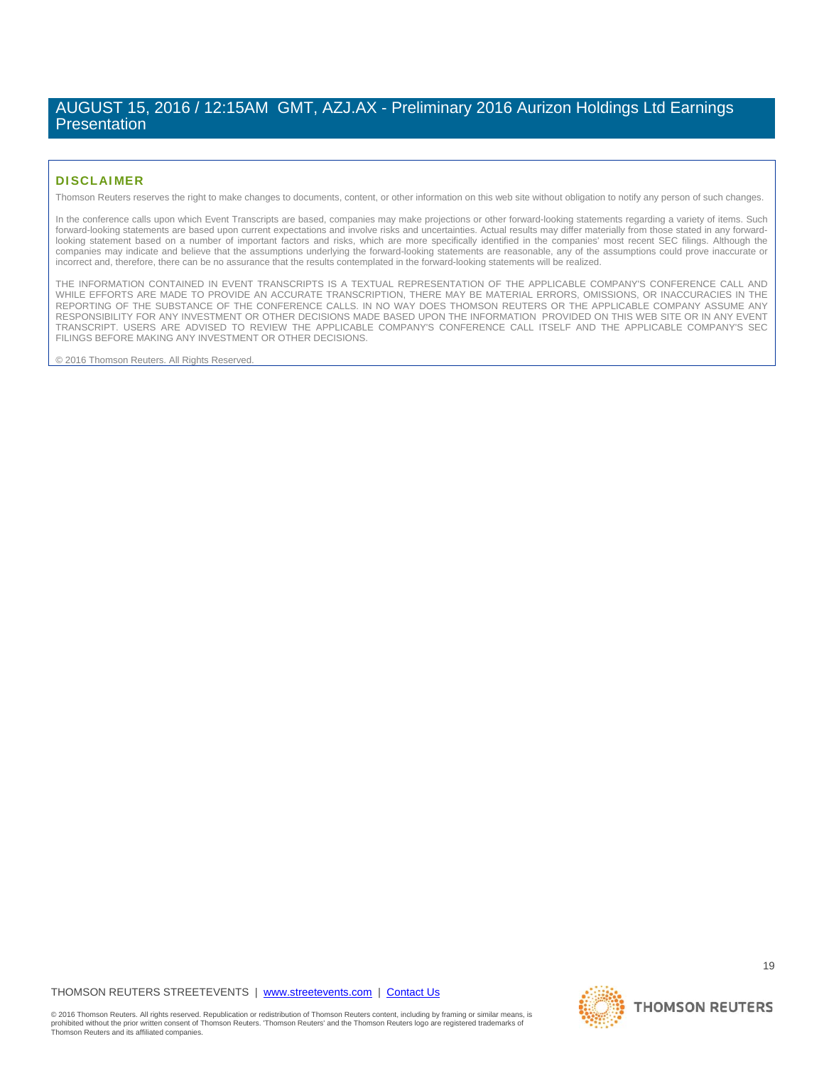## DISCLAIMER

Thomson Reuters reserves the right to make changes to documents, content, or other information on this web site without obligation to notify any person of such changes.

In the conference calls upon which Event Transcripts are based, companies may make projections or other forward-looking statements regarding a variety of items. Such forward-looking statements are based upon current expectations and involve risks and uncertainties. Actual results may differ materially from those stated in any forward-looking statement based on a number of important factors and risks, which are more specifically identified in the companies' most recent SEC filings. Although the companies may indicate and believe that the assumptions underlying the forward-looking statements are reasonable, any of the assumptions could prove inaccurate or incorrect and, therefore, there can be no assurance that the results contemplated in the forward-looking statements will be realized.

THE INFORMATION CONTAINED IN EVENT TRANSCRIPTS IS A TEXTUAL REPRESENTATION OF THE APPLICABLE COMPANY'S CONFERENCE CALL AND WHILE EFFORTS ARE MADE TO PROVIDE AN ACCURATE TRANSCRIPTION, THERE MAY BE MATERIAL ERRORS, OMISSIONS, OR INACCURACIES IN THE REPORTING OF THE SUBSTANCE OF THE CONFERENCE CALLS. IN NO WAY DOES THOMSON REUTERS OR THE APPLICABLE COMPANY ASSUME ANY RESPONSIBILITY FOR ANY INVESTMENT OR OTHER DECISIONS MADE BASED UPON THE INFORMATION PROVIDED ON THIS WEB SITE OR IN ANY EVENT TRANSCRIPT. USERS ARE ADVISED TO REVIEW THE APPLICABLE COMPANY'S CONFERENCE CALL ITSELF AND THE APPLICABLE COMPANY'S SEC FILINGS BEFORE MAKING ANY INVESTMENT OR OTHER DECISIONS.

© 2016 Thomson Reuters. All Rights Reserved.